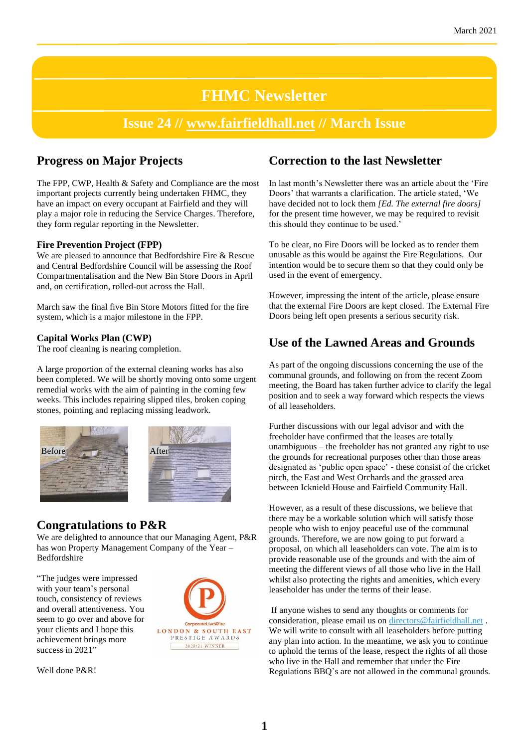# FHMC Newsletter

## Issue 24 // www.fairfieldhall.net // March Issue

## Progress on Major Projects

The FPP, CWP, Health & Safety and Compliance are the most important projects currently being undertaken FHMC, they have an impact on every occupant at Fairfield and they will play a major role in reducing the Service Charges. Therefore, they form regular reporting in the Newsletter.

### Fire Prevention Project (FPP)

We are pleased to announce that Bedfordshire Fire & Rescue and Central Bedfordshire Council will be assessing the Roof Compartmentalisation and the New Bin Store Doors in April and, on certification, rolled-out across the Hall.

March saw the final five Bin Store Motors fitted for the fire system, which is a major milestone in the FPP.

### Capital Works Plan (CWP)

The roof cleaning is nearing completion.

A large proportion of the external cleaning works has also been completed. We will be shortly moving onto some urgent remedial works with the aim of painting in the coming few weeks. This includes repairing slipped tiles, broken coping stones, pointing and replacing missing leadwork.

Before

After

## Congratulations to P&R

We are delighted to announce that our Managing Agent, P&R has won Property Management Company of the Year – Bedfordshire

"The judges were impressed with your team's personal touch, consistency of reviews and overall attentiveness. You seem to go over and above for your clients and I hope this achievement brings more success in 2021"

CorporateLiveWire LONDON & SOUTH EAST PRESTIGE AWARDS 2020/21 WINNER

Well done P&R!

## Correction to the last Newsletter

In last month's Newsletter there was an article about the 'Fire Doors' that warrants a clarification. The article stated, 'We have decided not to lock them *[Ed. The external fire doors]* for the present time however, we may be required to revisit this should they continue to be used.'

To be clear, no Fire Doors will be locked as to render them unusable as this would be against the Fire Regulations. Our intention would be to secure them so that they could only be used in the event of emergency.

However, impressing the intent of the article, please ensure that the external Fire Doors are kept closed. The External Fire Doors being left open presents a serious security risk.

## Use of the Lawned Areas and Grounds

As part of the ongoing discussions concerning the use of the communal grounds, and following on from the recent Zoom meeting, the Board has taken further advice to clarify the legal position and to seek a way forward which respects the views of all leaseholders.

Further discussions with our legal advisor and with the freeholder have confirmed that the leases are totally unambiguous – the freeholder has not granted any right to use the grounds for recreational purposes other than those areas designated as 'public open space' - these consist of the cricket pitch, the East and West Orchards and the grassed area between Icknield House and Fairfield Community Hall.

However, as a result of these discussions, we believe that there may be a workable solution which will satisfy those people who wish to enjoy peaceful use of the communal grounds. Therefore, we are now going to put forward a proposal, on which all leaseholders can vote. The aim is to provide reasonable use of the grounds and with the aim of meeting the different views of all those who live in the Hall whilst also protecting the rights and amenities, which every leaseholder has under the terms of their lease.

If anyone wishes to send any thoughts or comments for consideration, please email us on directors@fairfieldhall.net . We will write to consult with all leaseholders before putting any plan into action. In the meantime, we ask you to continue to uphold the terms of the lease, respect the rights of all those who live in the Hall and remember that under the Fire Regulations BBQ's are not allowed in the communal grounds.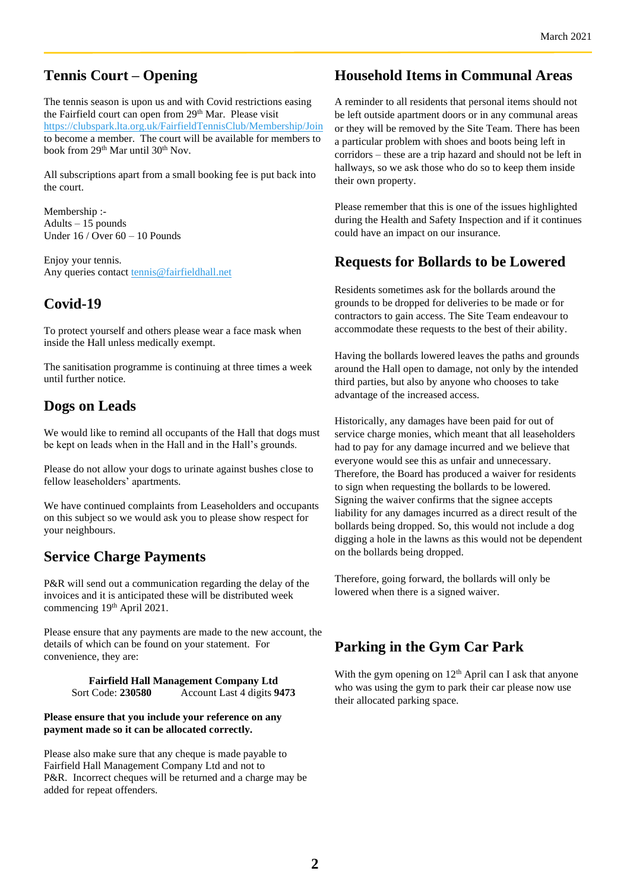## Tennis Court – Opening

The tennis season is upon us and with Covid restrictions easing the Fairfield court can open from 29th Mar. Please visit https://clubspark.lta.org.uk/FairfieldTennisClub/Membership/Join to become a member. The court will be available for members to book from 29th Mar until 30th Nov.

All subscriptions apart from a small booking fee is put back into the court.

Membership :-
Adults – 15 pounds
Under 16 / Over 60 – 10 Pounds

Enjoy your tennis.
Any queries contact tennis@fairfieldhall.net

## Covid-19

To protect yourself and others please wear a face mask when inside the Hall unless medically exempt.

The sanitisation programme is continuing at three times a week until further notice.

## Dogs on Leads

We would like to remind all occupants of the Hall that dogs must be kept on leads when in the Hall and in the Hall's grounds.

Please do not allow your dogs to urinate against bushes close to fellow leaseholders' apartments.

We have continued complaints from Leaseholders and occupants on this subject so we would ask you to please show respect for your neighbours.

## Service Charge Payments

P&R will send out a communication regarding the delay of the invoices and it is anticipated these will be distributed week commencing 19th April 2021.

Please ensure that any payments are made to the new account, the details of which can be found on your statement. For convenience, they are:

**Fairfield Hall Management Company Ltd**
Sort Code: **230580** Account Last 4 digits **9473**

**Please ensure that you include your reference on any payment made so it can be allocated correctly.**

Please also make sure that any cheque is made payable to Fairfield Hall Management Company Ltd and not to P&R. Incorrect cheques will be returned and a charge may be added for repeat offenders.

## Household Items in Communal Areas

A reminder to all residents that personal items should not be left outside apartment doors or in any communal areas or they will be removed by the Site Team. There has been a particular problem with shoes and boots being left in corridors – these are a trip hazard and should not be left in hallways, so we ask those who do so to keep them inside their own property.

Please remember that this is one of the issues highlighted during the Health and Safety Inspection and if it continues could have an impact on our insurance.

## Requests for Bollards to be Lowered

Residents sometimes ask for the bollards around the grounds to be dropped for deliveries to be made or for contractors to gain access. The Site Team endeavour to accommodate these requests to the best of their ability.

Having the bollards lowered leaves the paths and grounds around the Hall open to damage, not only by the intended third parties, but also by anyone who chooses to take advantage of the increased access.

Historically, any damages have been paid for out of service charge monies, which meant that all leaseholders had to pay for any damage incurred and we believe that everyone would see this as unfair and unnecessary. Therefore, the Board has produced a waiver for residents to sign when requesting the bollards to be lowered. Signing the waiver confirms that the signee accepts liability for any damages incurred as a direct result of the bollards being dropped. So, this would not include a dog digging a hole in the lawns as this would not be dependent on the bollards being dropped.

Therefore, going forward, the bollards will only be lowered when there is a signed waiver.

## Parking in the Gym Car Park

With the gym opening on 12th April can I ask that anyone who was using the gym to park their car please now use their allocated parking space.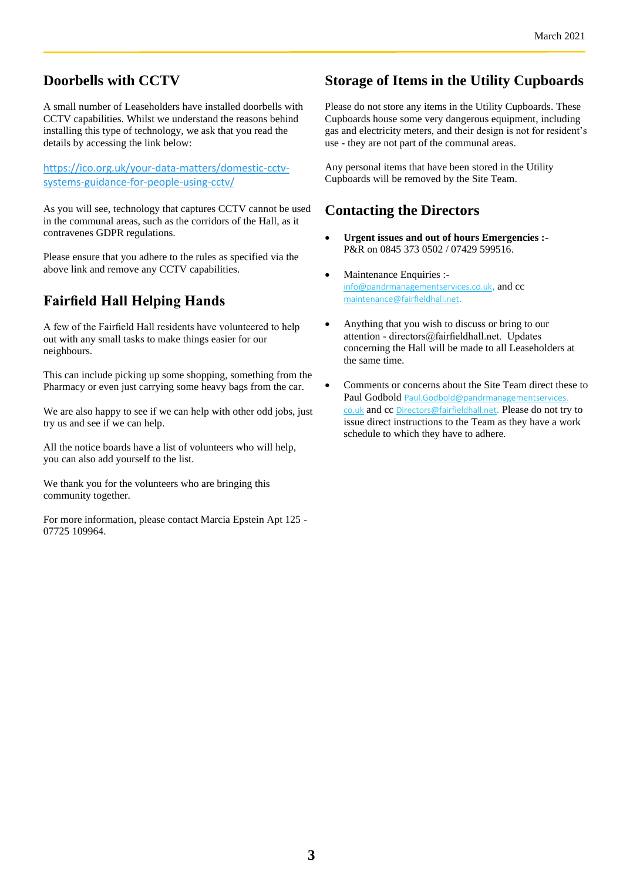## Doorbells with CCTV

A small number of Leaseholders have installed doorbells with CCTV capabilities. Whilst we understand the reasons behind installing this type of technology, we ask that you read the details by accessing the link below:

https://ico.org.uk/your-data-matters/domestic-cctv-systems-guidance-for-people-using-cctv/

As you will see, technology that captures CCTV cannot be used in the communal areas, such as the corridors of the Hall, as it contravenes GDPR regulations.

Please ensure that you adhere to the rules as specified via the above link and remove any CCTV capabilities.

## Fairfield Hall Helping Hands

A few of the Fairfield Hall residents have volunteered to help out with any small tasks to make things easier for our neighbours.

This can include picking up some shopping, something from the Pharmacy or even just carrying some heavy bags from the car.

We are also happy to see if we can help with other odd jobs, just try us and see if we can help.

All the notice boards have a list of volunteers who will help, you can also add yourself to the list.

We thank you for the volunteers who are bringing this community together.

For more information, please contact Marcia Epstein Apt 125 - 07725 109964.

## Storage of Items in the Utility Cupboards

Please do not store any items in the Utility Cupboards. These Cupboards house some very dangerous equipment, including gas and electricity meters, and their design is not for resident's use - they are not part of the communal areas.

Any personal items that have been stored in the Utility Cupboards will be removed by the Site Team.

## Contacting the Directors

- **Urgent issues and out of hours Emergencies :-** P&R on 0845 373 0502 / 07429 599516.
- Maintenance Enquiries :- info@pandrmanagementservices.co.uk, and cc maintenance@fairfieldhall.net.
- Anything that you wish to discuss or bring to our attention - directors@fairfieldhall.net. Updates concerning the Hall will be made to all Leaseholders at the same time.
- Comments or concerns about the Site Team direct these to Paul Godbold Paul.Godbold@pandrmanagementservices.co.uk and cc Directors@fairfieldhall.net. Please do not try to issue direct instructions to the Team as they have a work schedule to which they have to adhere.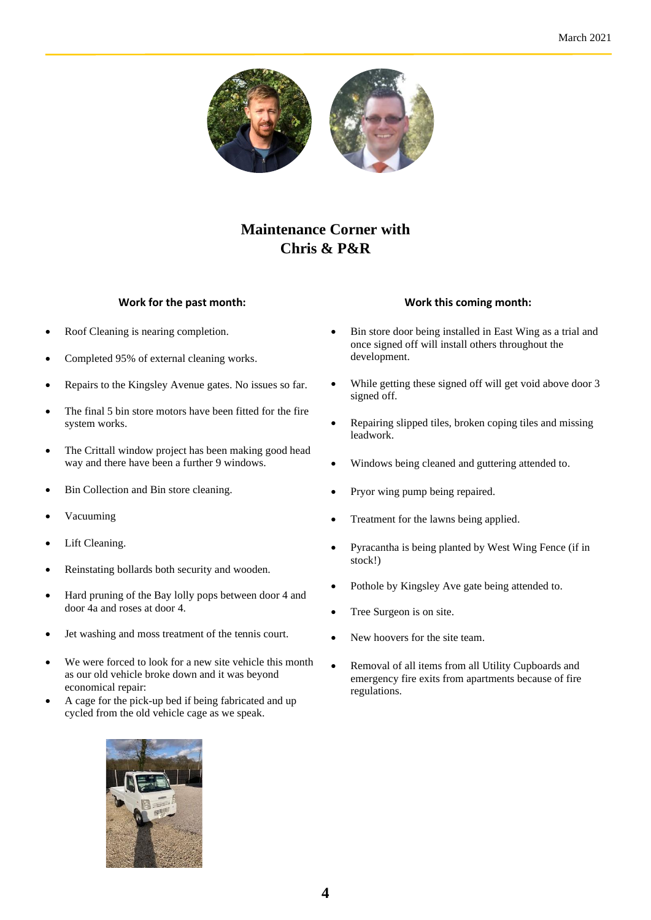# Maintenance Corner with Chris & P&R

**Work for the past month:**

- Roof Cleaning is nearing completion.
- Completed 95% of external cleaning works.
- Repairs to the Kingsley Avenue gates. No issues so far.
- The final 5 bin store motors have been fitted for the fire system works.
- The Crittall window project has been making good head way and there have been a further 9 windows.
- Bin Collection and Bin store cleaning.
- Vacuuming
- Lift Cleaning.
- Reinstating bollards both security and wooden.
- Hard pruning of the Bay lolly pops between door 4 and door 4a and roses at door 4.
- Jet washing and moss treatment of the tennis court.
- We were forced to look for a new site vehicle this month as our old vehicle broke down and it was beyond economical repair:
- A cage for the pick-up bed if being fabricated and up cycled from the old vehicle cage as we speak.

**Work this coming month:**

- Bin store door being installed in East Wing as a trial and once signed off will install others throughout the development.
- While getting these signed off will get void above door 3 signed off.
- Repairing slipped tiles, broken coping tiles and missing leadwork.
- Windows being cleaned and guttering attended to.
- Pryor wing pump being repaired.
- Treatment for the lawns being applied.
- Pyracantha is being planted by West Wing Fence (if in stock!)
- Pothole by Kingsley Ave gate being attended to.
- Tree Surgeon is on site.
- New hoovers for the site team.
- Removal of all items from all Utility Cupboards and emergency fire exits from apartments because of fire regulations.